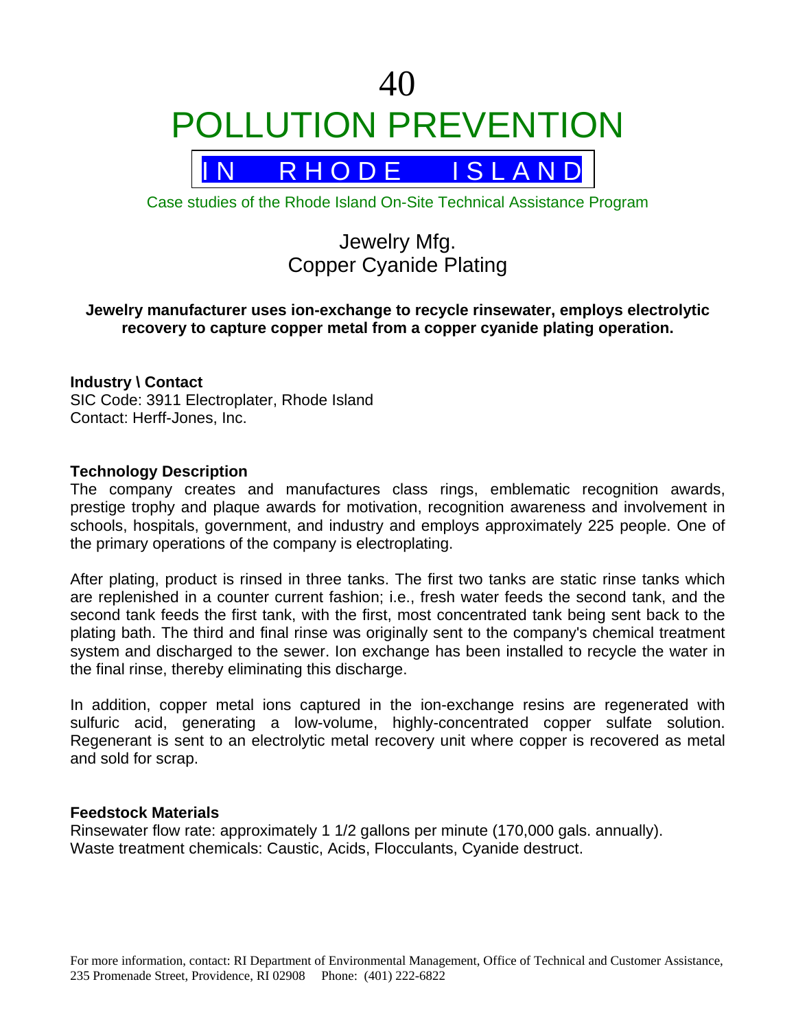# 40

# POLLUTION PREVENTION

## IN RHODE ISLAND

Case studies of the Rhode Island On-Site Technical Assistance Program

## Jewelry Mfg.
## Copper Cyanide Plating

**Jewelry manufacturer uses ion-exchange to recycle rinsewater, employs electrolytic recovery to capture copper metal from a copper cyanide plating operation.**

**Industry \ Contact**
SIC Code: 3911 Electroplater, Rhode Island
Contact: Herff-Jones, Inc.

**Technology Description**

The company creates and manufactures class rings, emblematic recognition awards, prestige trophy and plaque awards for motivation, recognition awareness and involvement in schools, hospitals, government, and industry and employs approximately 225 people. One of the primary operations of the company is electroplating.

After plating, product is rinsed in three tanks. The first two tanks are static rinse tanks which are replenished in a counter current fashion; i.e., fresh water feeds the second tank, and the second tank feeds the first tank, with the first, most concentrated tank being sent back to the plating bath. The third and final rinse was originally sent to the company's chemical treatment system and discharged to the sewer. Ion exchange has been installed to recycle the water in the final rinse, thereby eliminating this discharge.

In addition, copper metal ions captured in the ion-exchange resins are regenerated with sulfuric acid, generating a low-volume, highly-concentrated copper sulfate solution. Regenerant is sent to an electrolytic metal recovery unit where copper is recovered as metal and sold for scrap.

**Feedstock Materials**
Rinsewater flow rate: approximately 1 1/2 gallons per minute (170,000 gals. annually).
Waste treatment chemicals: Caustic, Acids, Flocculants, Cyanide destruct.

For more information, contact: RI Department of Environmental Management, Office of Technical and Customer Assistance, 235 Promenade Street, Providence, RI 02908 Phone: (401) 222-6822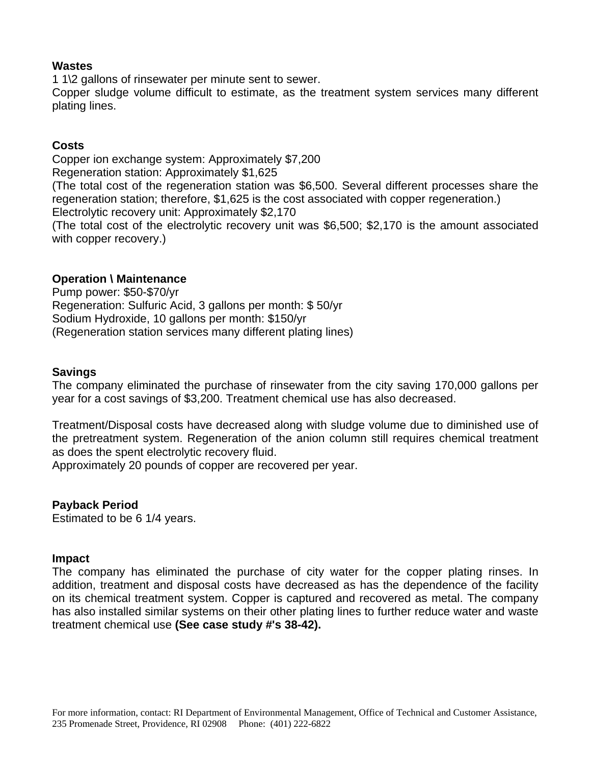**Wastes**

1 1\2 gallons of rinsewater per minute sent to sewer.

Copper sludge volume difficult to estimate, as the treatment system services many different plating lines.

**Costs**

Copper ion exchange system: Approximately $7,200

Regeneration station: Approximately $1,625

(The total cost of the regeneration station was $6,500. Several different processes share the regeneration station; therefore, $1,625 is the cost associated with copper regeneration.)

Electrolytic recovery unit: Approximately $2,170

(The total cost of the electrolytic recovery unit was $6,500; $2,170 is the amount associated with copper recovery.)

**Operation \ Maintenance**

Pump power: $50-$70/yr

Regeneration: Sulfuric Acid, 3 gallons per month: $ 50/yr

Sodium Hydroxide, 10 gallons per month: $150/yr

(Regeneration station services many different plating lines)

**Savings**

The company eliminated the purchase of rinsewater from the city saving 170,000 gallons per year for a cost savings of $3,200. Treatment chemical use has also decreased.

Treatment/Disposal costs have decreased along with sludge volume due to diminished use of the pretreatment system. Regeneration of the anion column still requires chemical treatment as does the spent electrolytic recovery fluid.

Approximately 20 pounds of copper are recovered per year.

**Payback Period**

Estimated to be 6 1/4 years.

**Impact**

The company has eliminated the purchase of city water for the copper plating rinses. In addition, treatment and disposal costs have decreased as has the dependence of the facility on its chemical treatment system. Copper is captured and recovered as metal. The company has also installed similar systems on their other plating lines to further reduce water and waste treatment chemical use **(See case study #'s 38-42).**

For more information, contact: RI Department of Environmental Management, Office of Technical and Customer Assistance, 235 Promenade Street, Providence, RI 02908 Phone: (401) 222-6822